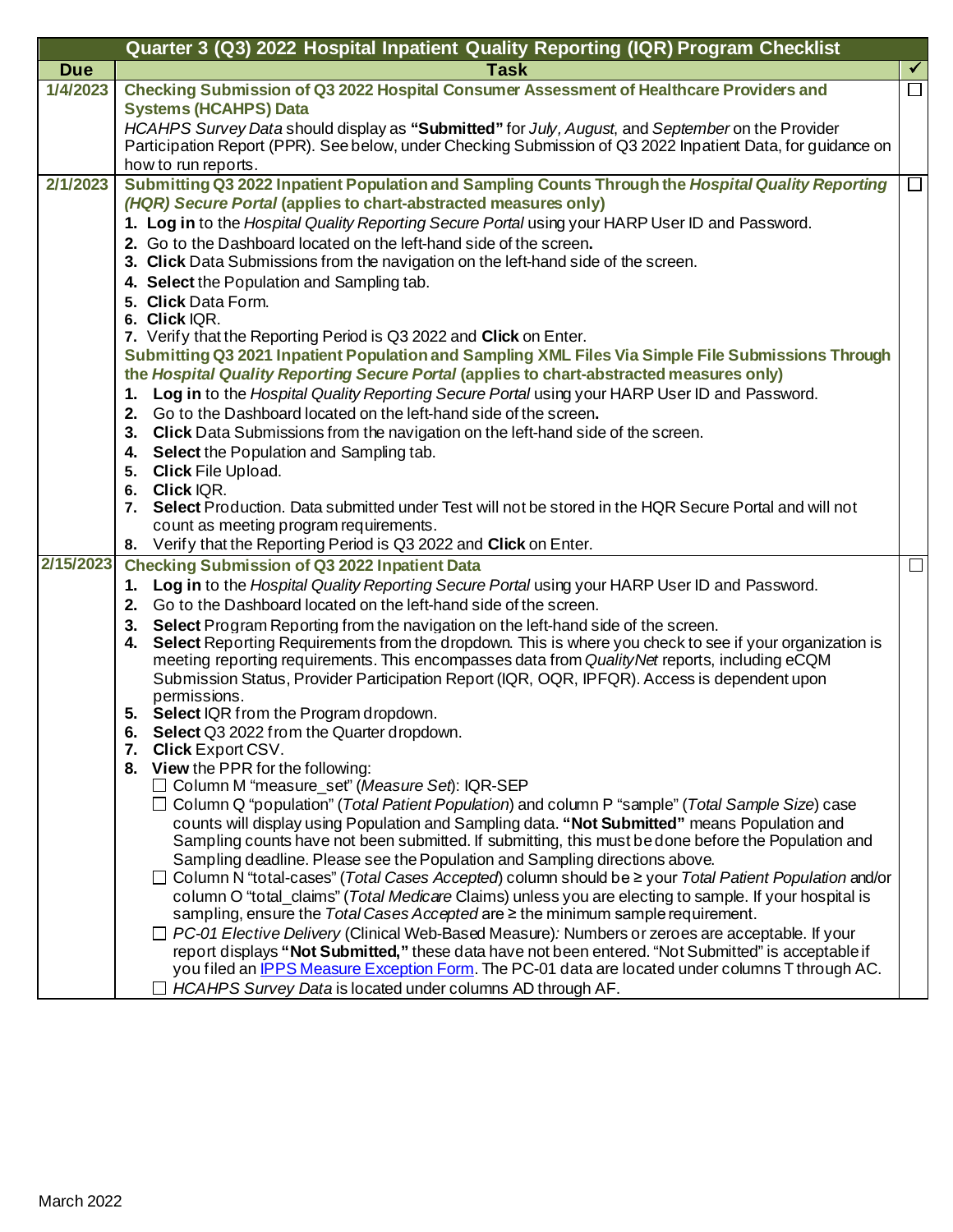| Quarter 3 (Q3) 2022 Hospital Inpatient Quality Reporting (IQR) Program Checklist | | |
|---|---|---|
| **Due** | **Task** | ✓ |
| 1/4/2023 | **Checking Submission of Q3 2022 Hospital Consumer Assessment of Healthcare Providers and Systems (HCAHPS) Data**<br>*HCAHPS Survey Data* should display as **"Submitted"** for *July, August*, and *September* on the Provider Participation Report (PPR). See below, under Checking Submission of Q3 2022 Inpatient Data, for guidance on how to run reports. | ☐ |
| 2/1/2023 | **Submitting Q3 2022 Inpatient Population and Sampling Counts Through the *Hospital Quality Reporting (HQR) Secure Portal* (applies to chart-abstracted measures only)**<br>1. **Log in** to the *Hospital Quality Reporting Secure Portal* using your HARP User ID and Password.<br>2. Go to the Dashboard located on the left-hand side of the screen.<br>3. **Click** Data Submissions from the navigation on the left-hand side of the screen.<br>4. **Select** the Population and Sampling tab.<br>5. **Click** Data Form.<br>6. **Click** IQR.<br>7. Verify that the Reporting Period is Q3 2022 and **Click** on Enter.<br>**Submitting Q3 2021 Inpatient Population and Sampling XML Files Via Simple File Submissions Through the *Hospital Quality Reporting Secure Portal* (applies to chart-abstracted measures only)**<br>1. **Log in** to the *Hospital Quality Reporting Secure Portal* using your HARP User ID and Password.<br>2. Go to the Dashboard located on the left-hand side of the screen.<br>3. **Click** Data Submissions from the navigation on the left-hand side of the screen.<br>4. **Select** the Population and Sampling tab.<br>5. **Click** File Upload.<br>6. **Click** IQR.<br>7. **Select** Production. Data submitted under Test will not be stored in the HQR Secure Portal and will not count as meeting program requirements.<br>8. Verify that the Reporting Period is Q3 2022 and **Click** on Enter. | ☐ |
| 2/15/2023 | **Checking Submission of Q3 2022 Inpatient Data**<br>1. **Log in** to the *Hospital Quality Reporting Secure Portal* using your HARP User ID and Password.<br>2. Go to the Dashboard located on the left-hand side of the screen.<br>3. **Select** Program Reporting from the navigation on the left-hand side of the screen.<br>4. **Select** Reporting Requirements from the dropdown. This is where you check to see if your organization is meeting reporting requirements. This encompasses data from *QualityNet* reports, including eCQM Submission Status, Provider Participation Report (IQR, OQR, IPFQR). Access is dependent upon permissions.<br>5. **Select** IQR from the Program dropdown.<br>6. **Select** Q3 2022 from the Quarter dropdown.<br>7. **Click** Export CSV.<br>8. **View** the PPR for the following:<br>☐ Column M "measure_set" (*Measure Set*): IQR-SEP<br>☐ Column Q "population" (*Total Patient Population*) and column P "sample" (*Total Sample Size*) case counts will display using Population and Sampling data. **"Not Submitted"** means Population and Sampling counts have not been submitted. If submitting, this must be done before the Population and Sampling deadline. Please see the Population and Sampling directions above.<br>☐ Column N "total-cases" (*Total Cases Accepted*) column should be ≥ your *Total Patient Population* and/or column O "total_claims" (*Total Medicare* Claims) unless you are electing to sample. If your hospital is sampling, ensure the *Total Cases Accepted* are ≥ the minimum sample requirement.<br>☐ *PC-01 Elective Delivery* (Clinical Web-Based Measure)*:* Numbers or zeroes are acceptable. If your report displays **"Not Submitted,"** these data have not been entered. "Not Submitted" is acceptable if you filed an IPPS Measure Exception Form. The PC-01 data are located under columns T through AC.<br>☐ *HCAHPS Survey Data* is located under columns AD through AF. | ☐ |

March 2022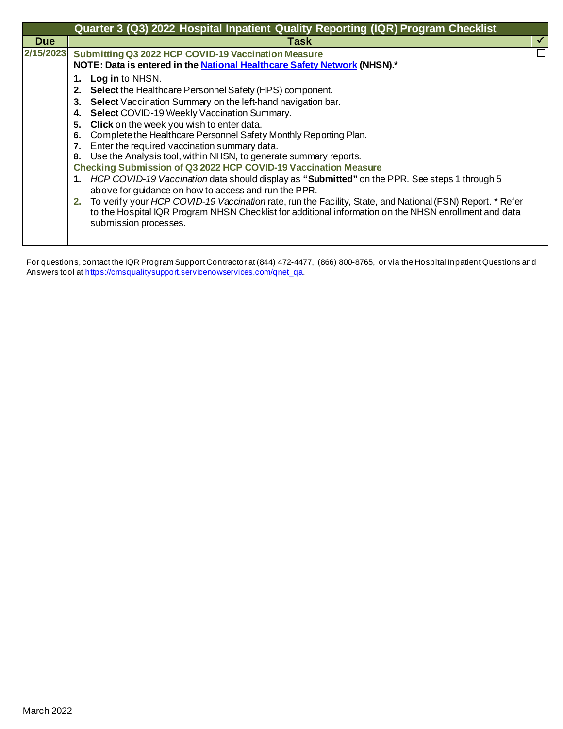| Quarter 3 (Q3) 2022 Hospital Inpatient Quality Reporting (IQR) Program Checklist | | |
|---|---|---|
| **Due** | **Task** | ✓ |
| 2/15/2023 | **Submitting Q3 2022 HCP COVID-19 Vaccination Measure**<br>**NOTE: Data is entered in the [National Healthcare Safety Network](National Healthcare Safety Network) (NHSN).***<br>1. **Log in** to NHSN.<br>2. **Select** the Healthcare Personnel Safety (HPS) component.<br>3. **Select** Vaccination Summary on the left-hand navigation bar.<br>4. **Select** COVID-19 Weekly Vaccination Summary.<br>5. **Click** on the week you wish to enter data.<br>6. Complete the Healthcare Personnel Safety Monthly Reporting Plan.<br>7. Enter the required vaccination summary data.<br>8. Use the Analysis tool, within NHSN, to generate summary reports.<br>**Checking Submission of Q3 2022 HCP COVID-19 Vaccination Measure**<br>1. *HCP COVID-19 Vaccination* data should display as **"Submitted"** on the PPR. See steps 1 through 5 above for guidance on how to access and run the PPR.<br>2. To verify your *HCP COVID-19 Vaccination* rate, run the Facility, State, and National (FSN) Report. * Refer to the Hospital IQR Program NHSN Checklist for additional information on the NHSN enrollment and data submission processes. | ☐ |

For questions, contact the IQR Program Support Contractor at (844) 472-4477, (866) 800-8765, or via the Hospital Inpatient Questions and Answers tool at [https://cmsqualitysupport.servicenowservices.com/qnet_qa](https://cmsqualitysupport.servicenowservices.com/qnet_qa).

March 2022